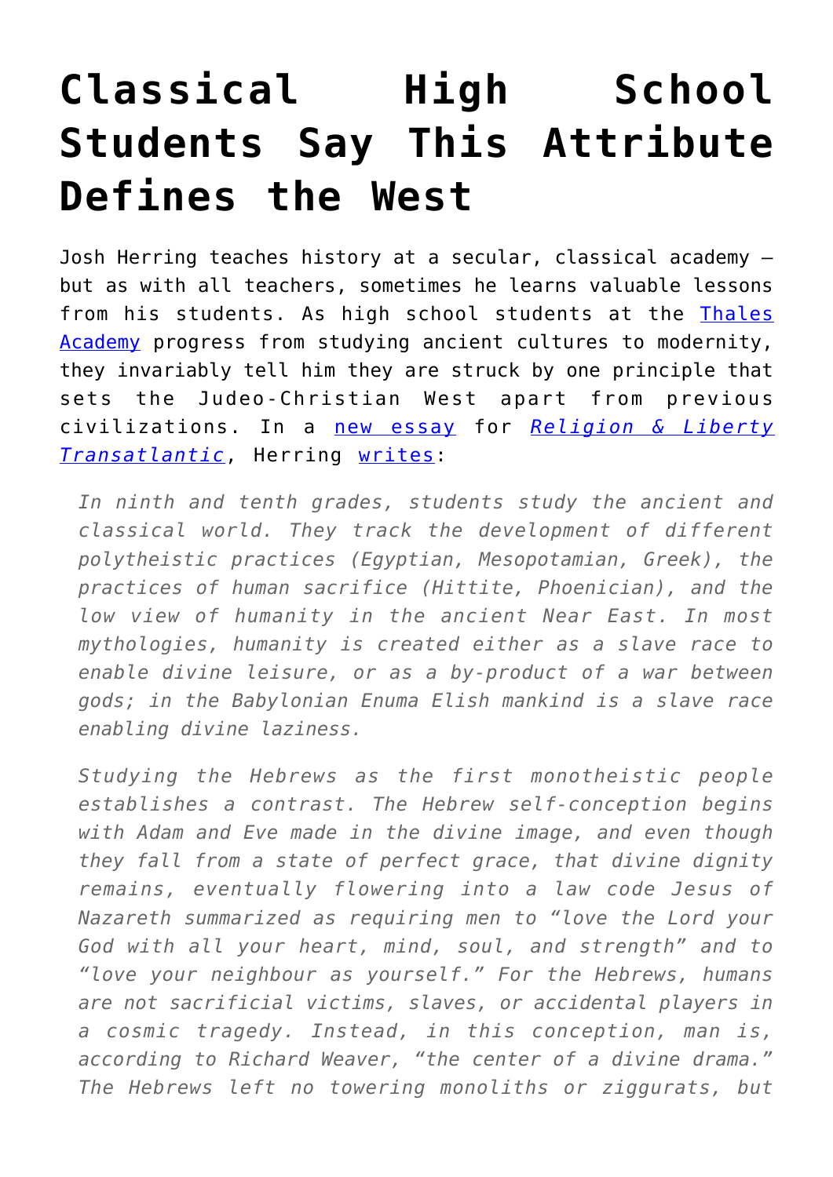# Classical High School Students Say This Attribute Defines the West

Josh Herring teaches history at a secular, classical academy – but as with all teachers, sometimes he learns valuable lessons from his students. As high school students at the Thales Academy progress from studying ancient cultures to modernity, they invariably tell him they are struck by one principle that sets the Judeo-Christian West apart from previous civilizations. In a new essay for *Religion & Liberty Transatlantic*, Herring writes:

> *In ninth and tenth grades, students study the ancient and classical world. They track the development of different polytheistic practices (Egyptian, Mesopotamian, Greek), the practices of human sacrifice (Hittite, Phoenician), and the low view of humanity in the ancient Near East. In most mythologies, humanity is created either as a slave race to enable divine leisure, or as a by-product of a war between gods; in the Babylonian Enuma Elish mankind is a slave race enabling divine laziness.*
>
> *Studying the Hebrews as the first monotheistic people establishes a contrast. The Hebrew self-conception begins with Adam and Eve made in the divine image, and even though they fall from a state of perfect grace, that divine dignity remains, eventually flowering into a law code Jesus of Nazareth summarized as requiring men to "love the Lord your God with all your heart, mind, soul, and strength" and to "love your neighbour as yourself." For the Hebrews, humans are not sacrificial victims, slaves, or accidental players in a cosmic tragedy. Instead, in this conception, man is, according to Richard Weaver, "the center of a divine drama." The Hebrews left no towering monoliths or ziggurats, but*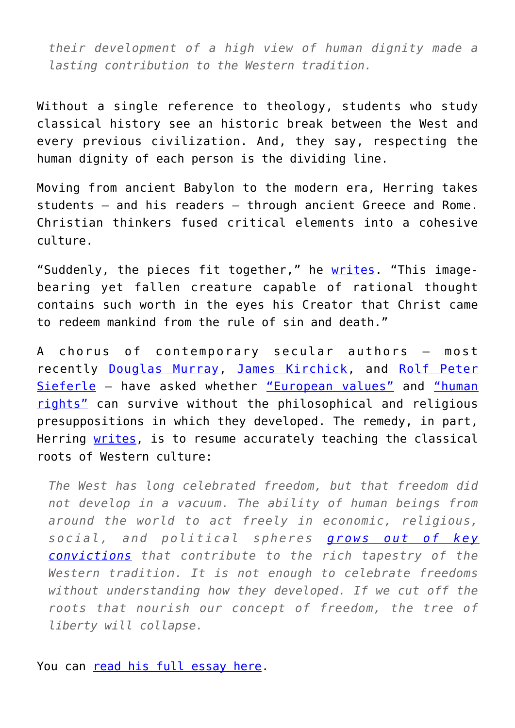> *their development of a high view of human dignity made a lasting contribution to the Western tradition.*

Without a single reference to theology, students who study classical history see an historic break between the West and every previous civilization. And, they say, respecting the human dignity of each person is the dividing line.

Moving from ancient Babylon to the modern era, Herring takes students – and his readers – through ancient Greece and Rome. Christian thinkers fused critical elements into a cohesive culture.

"Suddenly, the pieces fit together," he writes. "This image-bearing yet fallen creature capable of rational thought contains such worth in the eyes his Creator that Christ came to redeem mankind from the rule of sin and death."

A chorus of contemporary secular authors – most recently Douglas Murray, James Kirchick, and Rolf Peter Sieferle – have asked whether "European values" and "human rights" can survive without the philosophical and religious presuppositions in which they developed. The remedy, in part, Herring writes, is to resume accurately teaching the classical roots of Western culture:

> *The West has long celebrated freedom, but that freedom did not develop in a vacuum. The ability of human beings from around the world to act freely in economic, religious, social, and political spheres grows out of key convictions that contribute to the rich tapestry of the Western tradition. It is not enough to celebrate freedoms without understanding how they developed. If we cut off the roots that nourish our concept of freedom, the tree of liberty will collapse.*

You can read his full essay here.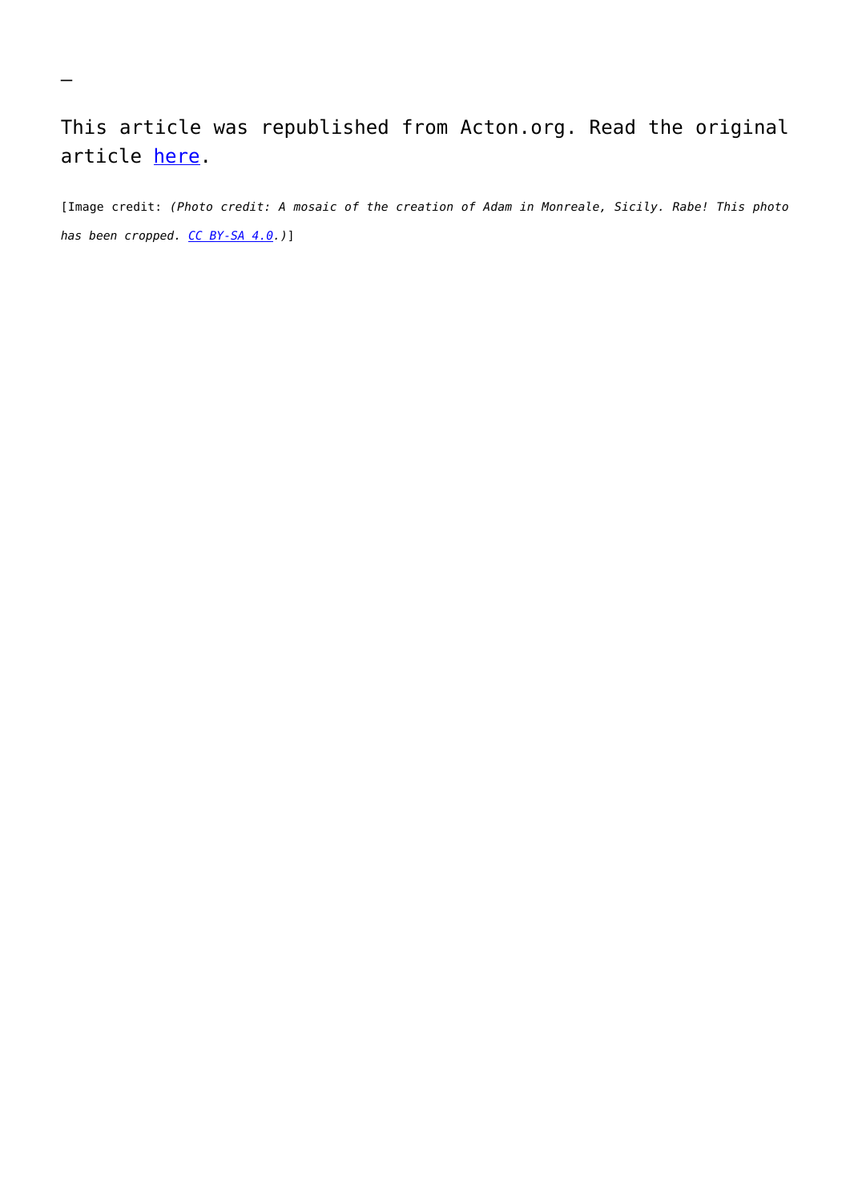—

This article was republished from Acton.org. Read the original article [here](#).

[Image credit: *(Photo credit: A mosaic of the creation of Adam in Monreale, Sicily. Rabe! This photo has been cropped. [CC BY-SA 4.0](#).)*]